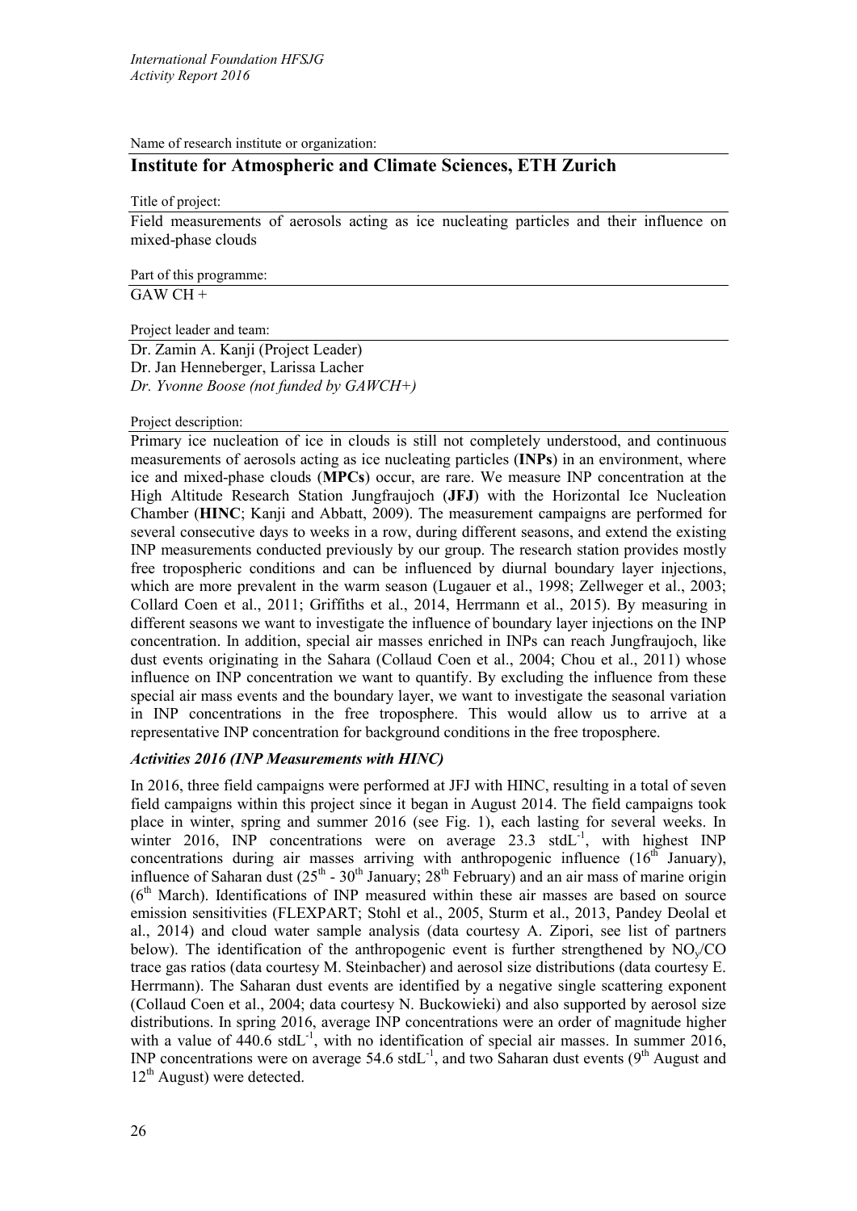Name of research institute or organization:

## Institute for Atmospheric and Climate Sciences, ETH Zurich

Title of project:

Field measurements of aerosols acting as ice nucleating particles and their influence on mixed-phase clouds

Part of this programme:

GAW CH +

Project leader and team:

Dr. Zamin A. Kanji (Project Leader)
Dr. Jan Henneberger, Larissa Lacher
*Dr. Yvonne Boose (not funded by GAWCH+)*

Project description:

Primary ice nucleation of ice in clouds is still not completely understood, and continuous measurements of aerosols acting as ice nucleating particles (**INPs**) in an environment, where ice and mixed-phase clouds (**MPCs**) occur, are rare. We measure INP concentration at the High Altitude Research Station Jungfraujoch (**JFJ**) with the Horizontal Ice Nucleation Chamber (**HINC**; Kanji and Abbatt, 2009). The measurement campaigns are performed for several consecutive days to weeks in a row, during different seasons, and extend the existing INP measurements conducted previously by our group. The research station provides mostly free tropospheric conditions and can be influenced by diurnal boundary layer injections, which are more prevalent in the warm season (Lugauer et al., 1998; Zellweger et al., 2003; Collard Coen et al., 2011; Griffiths et al., 2014, Herrmann et al., 2015). By measuring in different seasons we want to investigate the influence of boundary layer injections on the INP concentration. In addition, special air masses enriched in INPs can reach Jungfraujoch, like dust events originating in the Sahara (Collaud Coen et al., 2004; Chou et al., 2011) whose influence on INP concentration we want to quantify. By excluding the influence from these special air mass events and the boundary layer, we want to investigate the seasonal variation in INP concentrations in the free troposphere. This would allow us to arrive at a representative INP concentration for background conditions in the free troposphere.

### *Activities 2016 (INP Measurements with HINC)*

In 2016, three field campaigns were performed at JFJ with HINC, resulting in a total of seven field campaigns within this project since it began in August 2014. The field campaigns took place in winter, spring and summer 2016 (see Fig. 1), each lasting for several weeks. In winter 2016, INP concentrations were on average 23.3 $stdL^{-1}$, with highest INP concentrations during air masses arriving with anthropogenic influence (16th January), influence of Saharan dust (25th - 30th January; 28th February) and an air mass of marine origin (6th March). Identifications of INP measured within these air masses are based on source emission sensitivities (FLEXPART; Stohl et al., 2005, Sturm et al., 2013, Pandey Deolal et al., 2014) and cloud water sample analysis (data courtesy A. Zipori, see list of partners below). The identification of the anthropogenic event is further strengthened by $NO_y$/CO trace gas ratios (data courtesy M. Steinbacher) and aerosol size distributions (data courtesy E. Herrmann). The Saharan dust events are identified by a negative single scattering exponent (Collaud Coen et al., 2004; data courtesy N. Buckowieki) and also supported by aerosol size distributions. In spring 2016, average INP concentrations were an order of magnitude higher with a value of 440.6 $stdL^{-1}$, with no identification of special air masses. In summer 2016, INP concentrations were on average 54.6 $stdL^{-1}$, and two Saharan dust events (9th August and 12th August) were detected.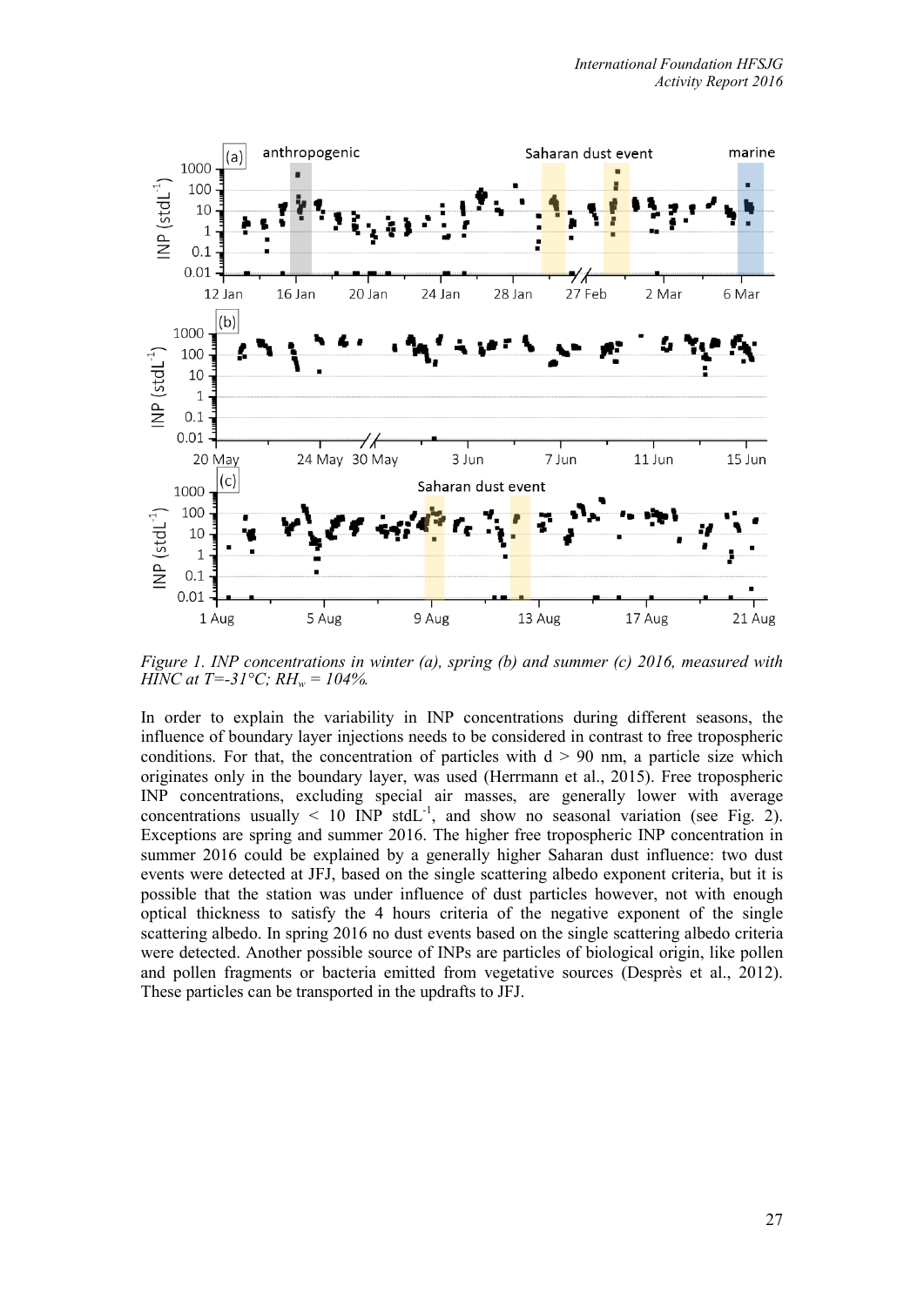*Figure 1. INP concentrations in winter (a), spring (b) and summer (c) 2016, measured with HINC at T=-31°C; $RH_w$ = 104%.*

In order to explain the variability in INP concentrations during different seasons, the influence of boundary layer injections needs to be considered in contrast to free tropospheric conditions. For that, the concentration of particles with d > 90 nm, a particle size which originates only in the boundary layer, was used (Herrmann et al., 2015). Free tropospheric INP concentrations, excluding special air masses, are generally lower with average concentrations usually < 10 INP $stdL^{-1}$, and show no seasonal variation (see Fig. 2). Exceptions are spring and summer 2016. The higher free tropospheric INP concentration in summer 2016 could be explained by a generally higher Saharan dust influence: two dust events were detected at JFJ, based on the single scattering albedo exponent criteria, but it is possible that the station was under influence of dust particles however, not with enough optical thickness to satisfy the 4 hours criteria of the negative exponent of the single scattering albedo. In spring 2016 no dust events based on the single scattering albedo criteria were detected. Another possible source of INPs are particles of biological origin, like pollen and pollen fragments or bacteria emitted from vegetative sources (Desprès et al., 2012). These particles can be transported in the updrafts to JFJ.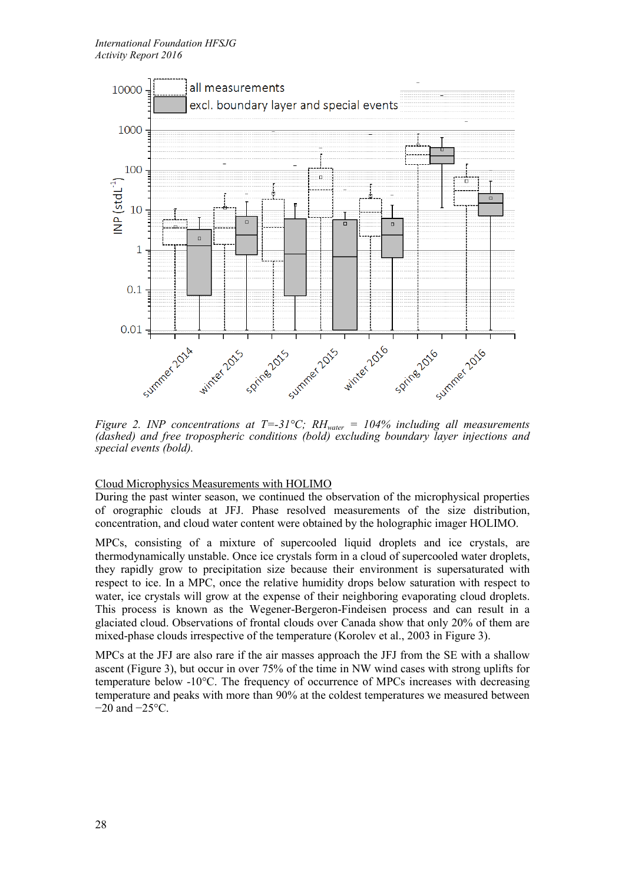*Figure 2. INP concentrations at T=-31°C; $RH_{water}$ = 104% including all measurements (dashed) and free tropospheric conditions (bold) excluding boundary layer injections and special events (bold).*

<u>Cloud Microphysics Measurements with HOLIMO</u>

During the past winter season, we continued the observation of the microphysical properties of orographic clouds at JFJ. Phase resolved measurements of the size distribution, concentration, and cloud water content were obtained by the holographic imager HOLIMO.

MPCs, consisting of a mixture of supercooled liquid droplets and ice crystals, are thermodynamically unstable. Once ice crystals form in a cloud of supercooled water droplets, they rapidly grow to precipitation size because their environment is supersaturated with respect to ice. In a MPC, once the relative humidity drops below saturation with respect to water, ice crystals will grow at the expense of their neighboring evaporating cloud droplets. This process is known as the Wegener-Bergeron-Findeisen process and can result in a glaciated cloud. Observations of frontal clouds over Canada show that only 20% of them are mixed-phase clouds irrespective of the temperature (Korolev et al., 2003 in Figure 3).

MPCs at the JFJ are also rare if the air masses approach the JFJ from the SE with a shallow ascent (Figure 3), but occur in over 75% of the time in NW wind cases with strong uplifts for temperature below -10°C. The frequency of occurrence of MPCs increases with decreasing temperature and peaks with more than 90% at the coldest temperatures we measured between −20 and −25°C.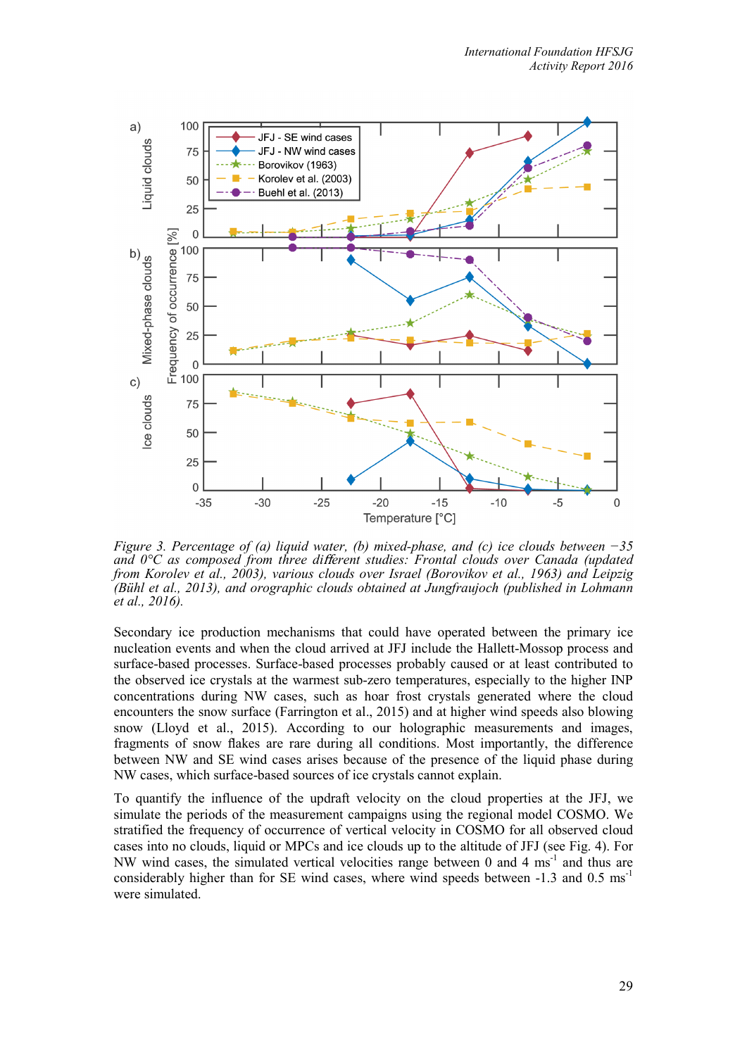*Figure 3. Percentage of (a) liquid water, (b) mixed-phase, and (c) ice clouds between −35 and 0°C as composed from three different studies: Frontal clouds over Canada (updated from Korolev et al., 2003), various clouds over Israel (Borovikov et al., 1963) and Leipzig (Bühl et al., 2013), and orographic clouds obtained at Jungfraujoch (published in Lohmann et al., 2016).*

Secondary ice production mechanisms that could have operated between the primary ice nucleation events and when the cloud arrived at JFJ include the Hallett-Mossop process and surface-based processes. Surface-based processes probably caused or at least contributed to the observed ice crystals at the warmest sub-zero temperatures, especially to the higher INP concentrations during NW cases, such as hoar frost crystals generated where the cloud encounters the snow surface (Farrington et al., 2015) and at higher wind speeds also blowing snow (Lloyd et al., 2015). According to our holographic measurements and images, fragments of snow flakes are rare during all conditions. Most importantly, the difference between NW and SE wind cases arises because of the presence of the liquid phase during NW cases, which surface-based sources of ice crystals cannot explain.

To quantify the influence of the updraft velocity on the cloud properties at the JFJ, we simulate the periods of the measurement campaigns using the regional model COSMO. We stratified the frequency of occurrence of vertical velocity in COSMO for all observed cloud cases into no clouds, liquid or MPCs and ice clouds up to the altitude of JFJ (see Fig. 4). For NW wind cases, the simulated vertical velocities range between 0 and 4 $ms^{-1}$ and thus are considerably higher than for SE wind cases, where wind speeds between -1.3 and 0.5 $ms^{-1}$ were simulated.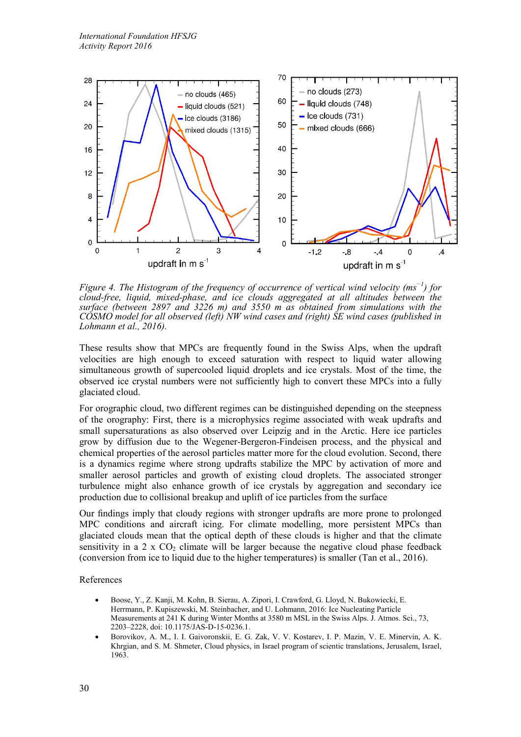*Figure 4. The Histogram of the frequency of occurrence of vertical wind velocity ($ms^{-1}$) for cloud-free, liquid, mixed-phase, and ice clouds aggregated at all altitudes between the surface (between 2897 and 3226 m) and 3550 m as obtained from simulations with the COSMO model for all observed (left) NW wind cases and (right) SE wind cases (published in Lohmann et al., 2016).*

These results show that MPCs are frequently found in the Swiss Alps, when the updraft velocities are high enough to exceed saturation with respect to liquid water allowing simultaneous growth of supercooled liquid droplets and ice crystals. Most of the time, the observed ice crystal numbers were not sufficiently high to convert these MPCs into a fully glaciated cloud.

For orographic cloud, two different regimes can be distinguished depending on the steepness of the orography: First, there is a microphysics regime associated with weak updrafts and small supersaturations as also observed over Leipzig and in the Arctic. Here ice particles grow by diffusion due to the Wegener-Bergeron-Findeisen process, and the physical and chemical properties of the aerosol particles matter more for the cloud evolution. Second, there is a dynamics regime where strong updrafts stabilize the MPC by activation of more and smaller aerosol particles and growth of existing cloud droplets. The associated stronger turbulence might also enhance growth of ice crystals by aggregation and secondary ice production due to collisional breakup and uplift of ice particles from the surface

Our findings imply that cloudy regions with stronger updrafts are more prone to prolonged MPC conditions and aircraft icing. For climate modelling, more persistent MPCs than glaciated clouds mean that the optical depth of these clouds is higher and that the climate sensitivity in a 2 x $CO_2$ climate will be larger because the negative cloud phase feedback (conversion from ice to liquid due to the higher temperatures) is smaller (Tan et al., 2016).

References

- Boose, Y., Z. Kanji, M. Kohn, B. Sierau, A. Zipori, I. Crawford, G. Lloyd, N. Bukowiecki, E. Herrmann, P. Kupiszewski, M. Steinbacher, and U. Lohmann, 2016: Ice Nucleating Particle Measurements at 241 K during Winter Months at 3580 m MSL in the Swiss Alps. J. Atmos. Sci., 73, 2203–2228, doi: 10.1175/JAS-D-15-0236.1.
- Borovikov, A. M., I. I. Gaivoronskii, E. G. Zak, V. V. Kostarev, I. P. Mazin, V. E. Minervin, A. K. Khrgian, and S. M. Shmeter, Cloud physics, in Israel program of scientic translations, Jerusalem, Israel, 1963.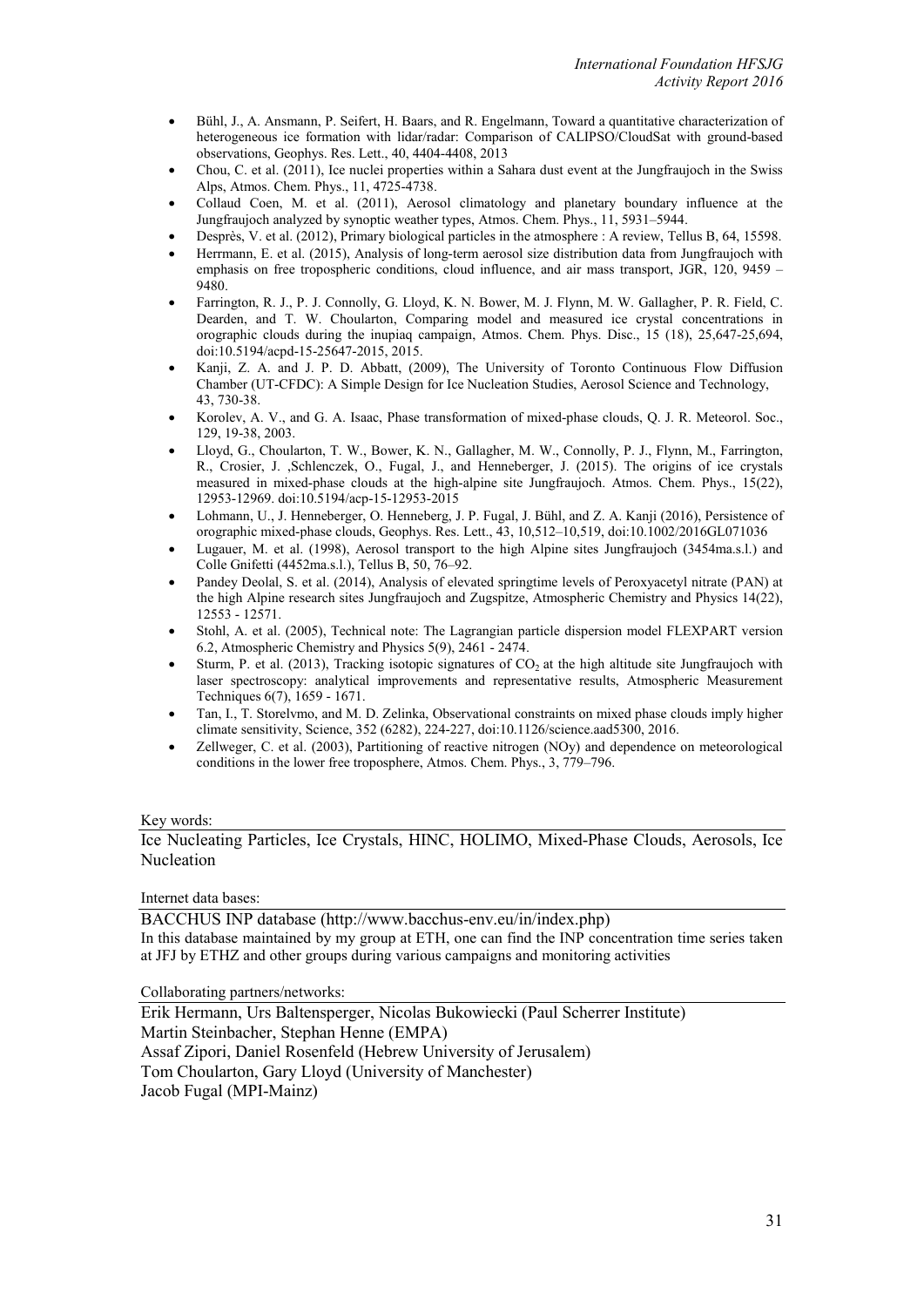- Bühl, J., A. Ansmann, P. Seifert, H. Baars, and R. Engelmann, Toward a quantitative characterization of heterogeneous ice formation with lidar/radar: Comparison of CALIPSO/CloudSat with ground-based observations, Geophys. Res. Lett., 40, 4404-4408, 2013
- Chou, C. et al. (2011), Ice nuclei properties within a Sahara dust event at the Jungfraujoch in the Swiss Alps, Atmos. Chem. Phys., 11, 4725-4738.
- Collaud Coen, M. et al. (2011), Aerosol climatology and planetary boundary influence at the Jungfraujoch analyzed by synoptic weather types, Atmos. Chem. Phys., 11, 5931–5944.
- Desprès, V. et al. (2012), Primary biological particles in the atmosphere : A review, Tellus B, 64, 15598.
- Herrmann, E. et al. (2015), Analysis of long-term aerosol size distribution data from Jungfraujoch with emphasis on free tropospheric conditions, cloud influence, and air mass transport, JGR, 120, 9459 – 9480.
- Farrington, R. J., P. J. Connolly, G. Lloyd, K. N. Bower, M. J. Flynn, M. W. Gallagher, P. R. Field, C. Dearden, and T. W. Choularton, Comparing model and measured ice crystal concentrations in orographic clouds during the inupiaq campaign, Atmos. Chem. Phys. Disc., 15 (18), 25,647-25,694, doi:10.5194/acpd-15-25647-2015, 2015.
- Kanji, Z. A. and J. P. D. Abbatt, (2009), The University of Toronto Continuous Flow Diffusion Chamber (UT-CFDC): A Simple Design for Ice Nucleation Studies, Aerosol Science and Technology, 43, 730-38.
- Korolev, A. V., and G. A. Isaac, Phase transformation of mixed-phase clouds, Q. J. R. Meteorol. Soc., 129, 19-38, 2003.
- Lloyd, G., Choularton, T. W., Bower, K. N., Gallagher, M. W., Connolly, P. J., Flynn, M., Farrington, R., Crosier, J. ,Schlenczek, O., Fugal, J., and Henneberger, J. (2015). The origins of ice crystals measured in mixed-phase clouds at the high-alpine site Jungfraujoch. Atmos. Chem. Phys., 15(22), 12953-12969. doi:10.5194/acp-15-12953-2015
- Lohmann, U., J. Henneberger, O. Henneberg, J. P. Fugal, J. Bühl, and Z. A. Kanji (2016), Persistence of orographic mixed-phase clouds, Geophys. Res. Lett., 43, 10,512–10,519, doi:10.1002/2016GL071036
- Lugauer, M. et al. (1998), Aerosol transport to the high Alpine sites Jungfraujoch (3454ma.s.l.) and Colle Gnifetti (4452ma.s.l.), Tellus B, 50, 76–92.
- Pandey Deolal, S. et al. (2014), Analysis of elevated springtime levels of Peroxyacetyl nitrate (PAN) at the high Alpine research sites Jungfraujoch and Zugspitze, Atmospheric Chemistry and Physics 14(22), 12553 - 12571.
- Stohl, A. et al. (2005), Technical note: The Lagrangian particle dispersion model FLEXPART version 6.2, Atmospheric Chemistry and Physics 5(9), 2461 - 2474.
- Sturm, P. et al. (2013), Tracking isotopic signatures of $CO_2$ at the high altitude site Jungfraujoch with laser spectroscopy: analytical improvements and representative results, Atmospheric Measurement Techniques 6(7), 1659 - 1671.
- Tan, I., T. Storelvmo, and M. D. Zelinka, Observational constraints on mixed phase clouds imply higher climate sensitivity, Science, 352 (6282), 224-227, doi:10.1126/science.aad5300, 2016.
- Zellweger, C. et al. (2003), Partitioning of reactive nitrogen (NOy) and dependence on meteorological conditions in the lower free troposphere, Atmos. Chem. Phys., 3, 779–796.

Key words:

Ice Nucleating Particles, Ice Crystals, HINC, HOLIMO, Mixed-Phase Clouds, Aerosols, Ice Nucleation

Internet data bases:

BACCHUS INP database (http://www.bacchus-env.eu/in/index.php)
In this database maintained by my group at ETH, one can find the INP concentration time series taken at JFJ by ETHZ and other groups during various campaigns and monitoring activities

Collaborating partners/networks:

Erik Hermann, Urs Baltensperger, Nicolas Bukowiecki (Paul Scherrer Institute)
Martin Steinbacher, Stephan Henne (EMPA)
Assaf Zipori, Daniel Rosenfeld (Hebrew University of Jerusalem)
Tom Choularton, Gary Lloyd (University of Manchester)
Jacob Fugal (MPI-Mainz)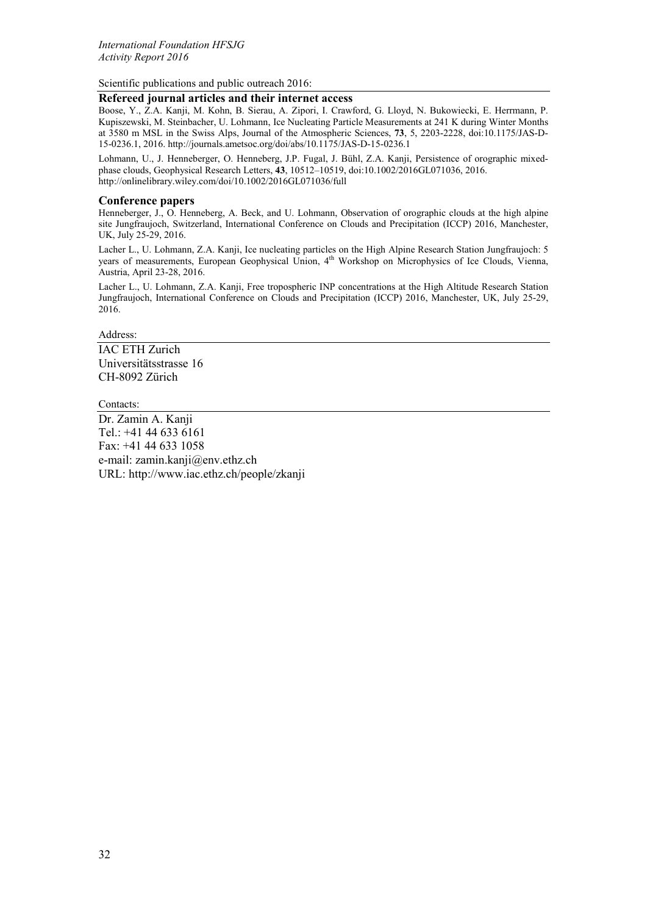Scientific publications and public outreach 2016:

## Refereed journal articles and their internet access

Boose, Y., Z.A. Kanji, M. Kohn, B. Sierau, A. Zipori, I. Crawford, G. Lloyd, N. Bukowiecki, E. Herrmann, P. Kupiszewski, M. Steinbacher, U. Lohmann, Ice Nucleating Particle Measurements at 241 K during Winter Months at 3580 m MSL in the Swiss Alps, Journal of the Atmospheric Sciences, **73**, 5, 2203-2228, doi:10.1175/JAS-D-15-0236.1, 2016. http://journals.ametsoc.org/doi/abs/10.1175/JAS-D-15-0236.1

Lohmann, U., J. Henneberger, O. Henneberg, J.P. Fugal, J. Bühl, Z.A. Kanji, Persistence of orographic mixed-phase clouds, Geophysical Research Letters, **43**, 10512–10519, doi:10.1002/2016GL071036, 2016. http://onlinelibrary.wiley.com/doi/10.1002/2016GL071036/full

## Conference papers

Henneberger, J., O. Henneberg, A. Beck, and U. Lohmann, Observation of orographic clouds at the high alpine site Jungfraujoch, Switzerland, International Conference on Clouds and Precipitation (ICCP) 2016, Manchester, UK, July 25-29, 2016.

Lacher L., U. Lohmann, Z.A. Kanji, Ice nucleating particles on the High Alpine Research Station Jungfraujoch: 5 years of measurements, European Geophysical Union, 4th Workshop on Microphysics of Ice Clouds, Vienna, Austria, April 23-28, 2016.

Lacher L., U. Lohmann, Z.A. Kanji, Free tropospheric INP concentrations at the High Altitude Research Station Jungfraujoch, International Conference on Clouds and Precipitation (ICCP) 2016, Manchester, UK, July 25-29, 2016.

Address:

IAC ETH Zurich
Universitätsstrasse 16
CH-8092 Zürich

Contacts:

Dr. Zamin A. Kanji
Tel.: +41 44 633 6161
Fax: +41 44 633 1058
e-mail: zamin.kanji@env.ethz.ch
URL: http://www.iac.ethz.ch/people/zkanji